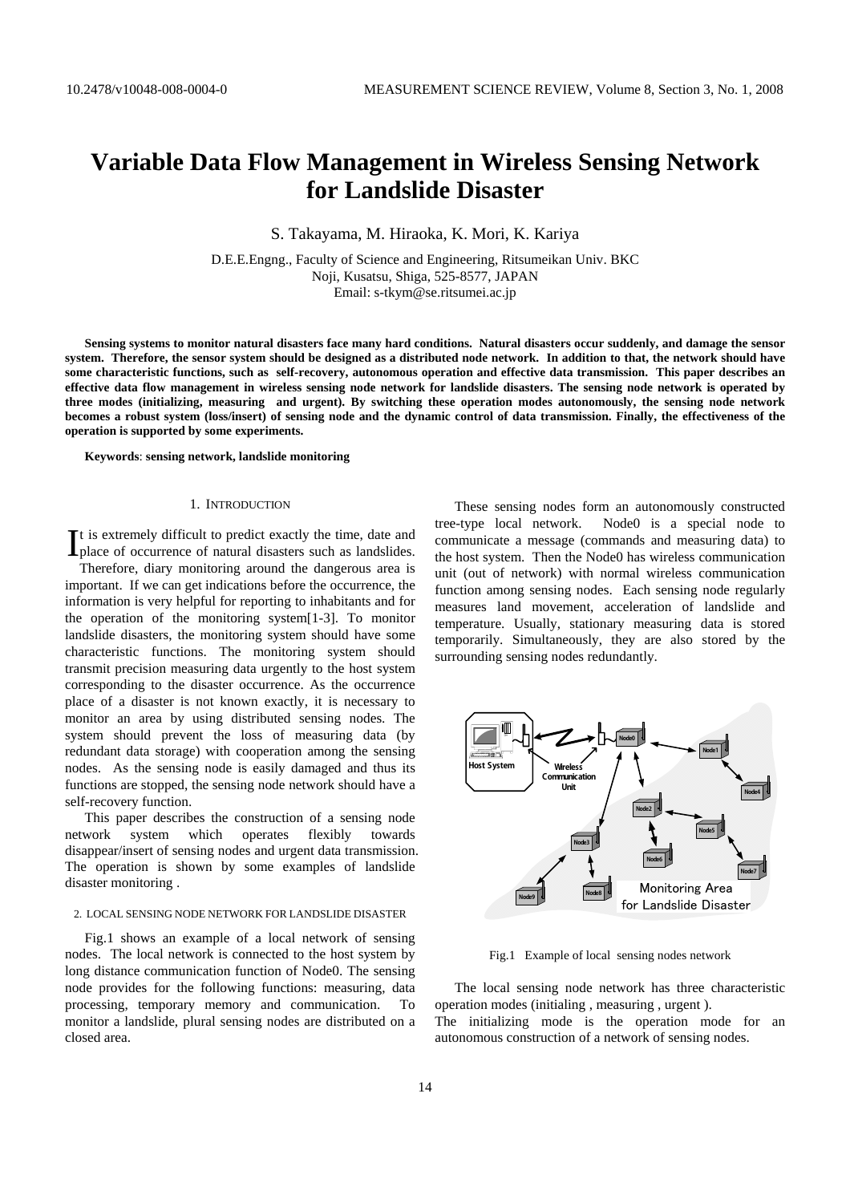# Variable Data Flow Management in Wireless Sensing Network for Landslide Disaster

S. Takayama, M. Hiraoka, K. Mori, K. Kariya

D.E.E.Engng., Faculty of Science and Engineering, Ritsumeikan Univ. BKC
Noji, Kusatsu, Shiga, 525-8577, JAPAN
Email: s-tkym@se.ritsumei.ac.jp

**Sensing systems to monitor natural disasters face many hard conditions. Natural disasters occur suddenly, and damage the sensor system. Therefore, the sensor system should be designed as a distributed node network. In addition to that, the network should have some characteristic functions, such as self-recovery, autonomous operation and effective data transmission. This paper describes an effective data flow management in wireless sensing node network for landslide disasters. The sensing node network is operated by three modes (initializing, measuring and urgent). By switching these operation modes autonomously, the sensing node network becomes a robust system (loss/insert) of sensing node and the dynamic control of data transmission. Finally, the effectiveness of the operation is supported by some experiments.**

**Keywords**: **sensing network, landslide monitoring**

## 1. Introduction

It is extremely difficult to predict exactly the time, date and place of occurrence of natural disasters such as landslides. Therefore, diary monitoring around the dangerous area is important. If we can get indications before the occurrence, the information is very helpful for reporting to inhabitants and for the operation of the monitoring system[1-3]. To monitor landslide disasters, the monitoring system should have some characteristic functions. The monitoring system should transmit precision measuring data urgently to the host system corresponding to the disaster occurrence. As the occurrence place of a disaster is not known exactly, it is necessary to monitor an area by using distributed sensing nodes. The system should prevent the loss of measuring data (by redundant data storage) with cooperation among the sensing nodes. As the sensing node is easily damaged and thus its functions are stopped, the sensing node network should have a self-recovery function.

This paper describes the construction of a sensing node network system which operates flexibly towards disappear/insert of sensing nodes and urgent data transmission. The operation is shown by some examples of landslide disaster monitoring .

## 2. Local sensing node network for landslide disaster

Fig.1 shows an example of a local network of sensing nodes. The local network is connected to the host system by long distance communication function of Node0. The sensing node provides for the following functions: measuring, data processing, temporary memory and communication. To monitor a landslide, plural sensing nodes are distributed on a closed area.

These sensing nodes form an autonomously constructed tree-type local network. Node0 is a special node to communicate a message (commands and measuring data) to the host system. Then the Node0 has wireless communication unit (out of network) with normal wireless communication function among sensing nodes. Each sensing node regularly measures land movement, acceleration of landslide and temperature. Usually, stationary measuring data is stored temporarily. Simultaneously, they are also stored by the surrounding sensing nodes redundantly.

Fig.1 Example of local sensing nodes network

The local sensing node network has three characteristic operation modes (initialing , measuring , urgent ).
The initializing mode is the operation mode for an autonomous construction of a network of sensing nodes.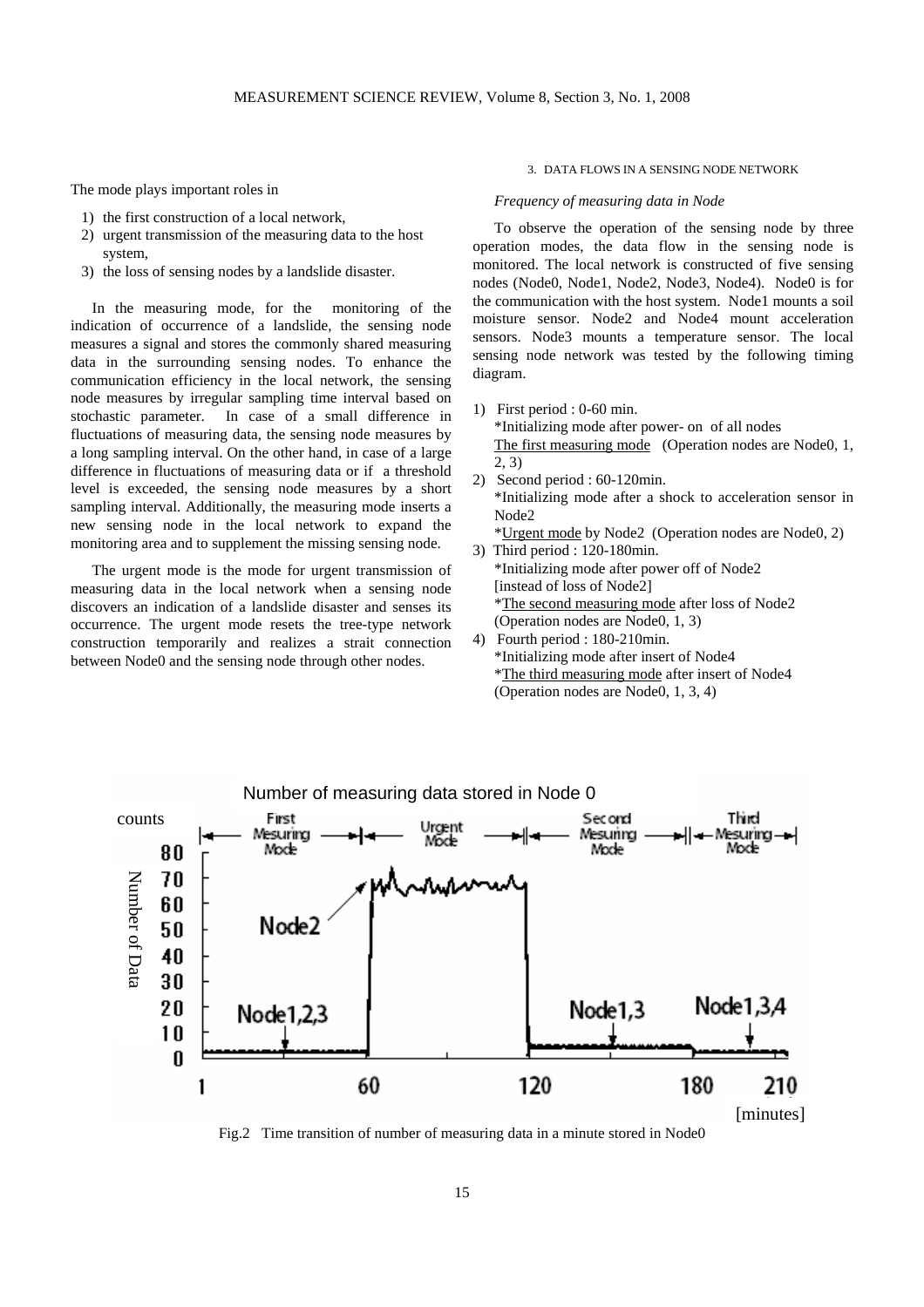The mode plays important roles in

1) the first construction of a local network,
2) urgent transmission of the measuring data to the host system,
3) the loss of sensing nodes by a landslide disaster.

In the measuring mode, for the monitoring of the indication of occurrence of a landslide, the sensing node measures a signal and stores the commonly shared measuring data in the surrounding sensing nodes. To enhance the communication efficiency in the local network, the sensing node measures by irregular sampling time interval based on stochastic parameter. In case of a small difference in fluctuations of measuring data, the sensing node measures by a long sampling interval. On the other hand, in case of a large difference in fluctuations of measuring data or if a threshold level is exceeded, the sensing node measures by a short sampling interval. Additionally, the measuring mode inserts a new sensing node in the local network to expand the monitoring area and to supplement the missing sensing node.

The urgent mode is the mode for urgent transmission of measuring data in the local network when a sensing node discovers an indication of a landslide disaster and senses its occurrence. The urgent mode resets the tree-type network construction temporarily and realizes a strait connection between Node0 and the sensing node through other nodes.

## 3. DATA FLOWS IN A SENSING NODE NETWORK

*Frequency of measuring data in Node*

To observe the operation of the sensing node by three operation modes, the data flow in the sensing node is monitored. The local network is constructed of five sensing nodes (Node0, Node1, Node2, Node3, Node4). Node0 is for the communication with the host system. Node1 mounts a soil moisture sensor. Node2 and Node4 mount acceleration sensors. Node3 mounts a temperature sensor. The local sensing node network was tested by the following timing diagram.

1) First period : 0-60 min.
   *Initializing mode after power- on of all nodes
   The first measuring mode (Operation nodes are Node0, 1, 2, 3)
2) Second period : 60-120min.
   *Initializing mode after a shock to acceleration sensor in Node2
   *Urgent mode by Node2 (Operation nodes are Node0, 2)
3) Third period : 120-180min.
   *Initializing mode after power off of Node2 [instead of loss of Node2]
   *The second measuring mode after loss of Node2 (Operation nodes are Node0, 1, 3)
4) Fourth period : 180-210min.
   *Initializing mode after insert of Node4
   *The third measuring mode after insert of Node4 (Operation nodes are Node0, 1, 3, 4)

Fig.2 Time transition of number of measuring data in a minute stored in Node0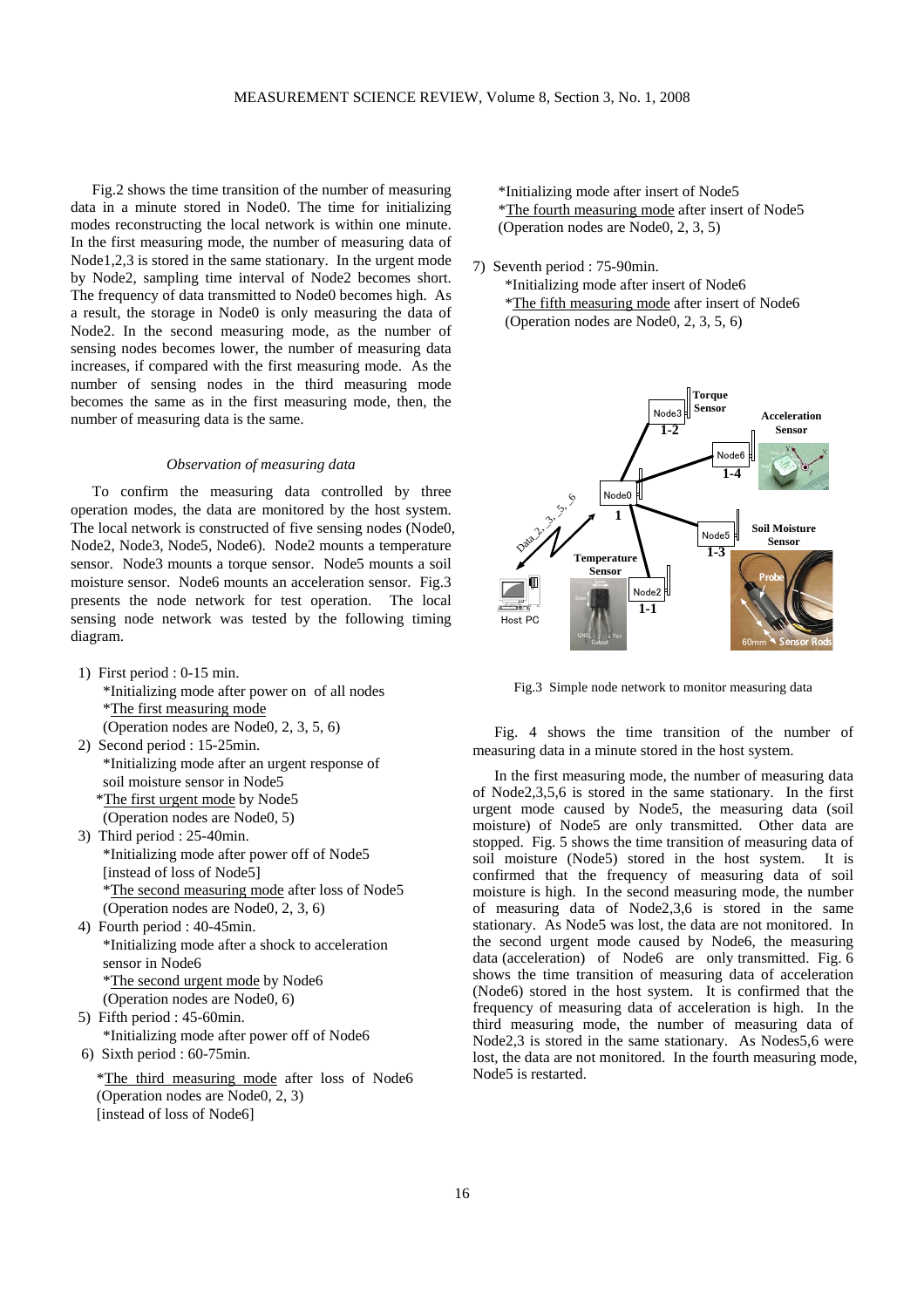Fig.2 shows the time transition of the number of measuring data in a minute stored in Node0. The time for initializing modes reconstructing the local network is within one minute. In the first measuring mode, the number of measuring data of Node1,2,3 is stored in the same stationary. In the urgent mode by Node2, sampling time interval of Node2 becomes short. The frequency of data transmitted to Node0 becomes high. As a result, the storage in Node0 is only measuring the data of Node2. In the second measuring mode, as the number of sensing nodes becomes lower, the number of measuring data increases, if compared with the first measuring mode. As the number of sensing nodes in the third measuring mode becomes the same as in the first measuring mode, then, the number of measuring data is the same.

### *Observation of measuring data*

To confirm the measuring data controlled by three operation modes, the data are monitored by the host system. The local network is constructed of five sensing nodes (Node0, Node2, Node3, Node5, Node6). Node2 mounts a temperature sensor. Node3 mounts a torque sensor. Node5 mounts a soil moisture sensor. Node6 mounts an acceleration sensor. Fig.3 presents the node network for test operation. The local sensing node network was tested by the following timing diagram.

1) First period : 0-15 min.
   *Initializing mode after power on of all nodes
   *The first measuring mode
   (Operation nodes are Node0, 2, 3, 5, 6)
2) Second period : 15-25min.
   *Initializing mode after an urgent response of soil moisture sensor in Node5
   *The first urgent mode by Node5
   (Operation nodes are Node0, 5)
3) Third period : 25-40min.
   *Initializing mode after power off of Node5 [instead of loss of Node5]
   *The second measuring mode after loss of Node5
   (Operation nodes are Node0, 2, 3, 6)
4) Fourth period : 40-45min.
   *Initializing mode after a shock to acceleration sensor in Node6
   *The second urgent mode by Node6
   (Operation nodes are Node0, 6)
5) Fifth period : 45-60min.
   *Initializing mode after power off of Node6
6) Sixth period : 60-75min.
   *The third measuring mode after loss of Node6
   (Operation nodes are Node0, 2, 3)
   [instead of loss of Node6]
   *Initializing mode after insert of Node5
   *The fourth measuring mode after insert of Node5
   (Operation nodes are Node0, 2, 3, 5)
7) Seventh period : 75-90min.
   *Initializing mode after insert of Node6
   *The fifth measuring mode after insert of Node6
   (Operation nodes are Node0, 2, 3, 5, 6)

Fig.3 Simple node network to monitor measuring data

Fig. 4 shows the time transition of the number of measuring data in a minute stored in the host system.

In the first measuring mode, the number of measuring data of Node2,3,5,6 is stored in the same stationary. In the first urgent mode caused by Node5, the measuring data (soil moisture) of Node5 are only transmitted. Other data are stopped. Fig. 5 shows the time transition of measuring data of soil moisture (Node5) stored in the host system. It is confirmed that the frequency of measuring data of soil moisture is high. In the second measuring mode, the number of measuring data of Node2,3,6 is stored in the same stationary. As Node5 was lost, the data are not monitored. In the second urgent mode caused by Node6, the measuring data (acceleration) of Node6 are only transmitted. Fig. 6 shows the time transition of measuring data of acceleration (Node6) stored in the host system. It is confirmed that the frequency of measuring data of acceleration is high. In the third measuring mode, the number of measuring data of Node2,3 is stored in the same stationary. As Nodes5,6 were lost, the data are not monitored. In the fourth measuring mode, Node5 is restarted.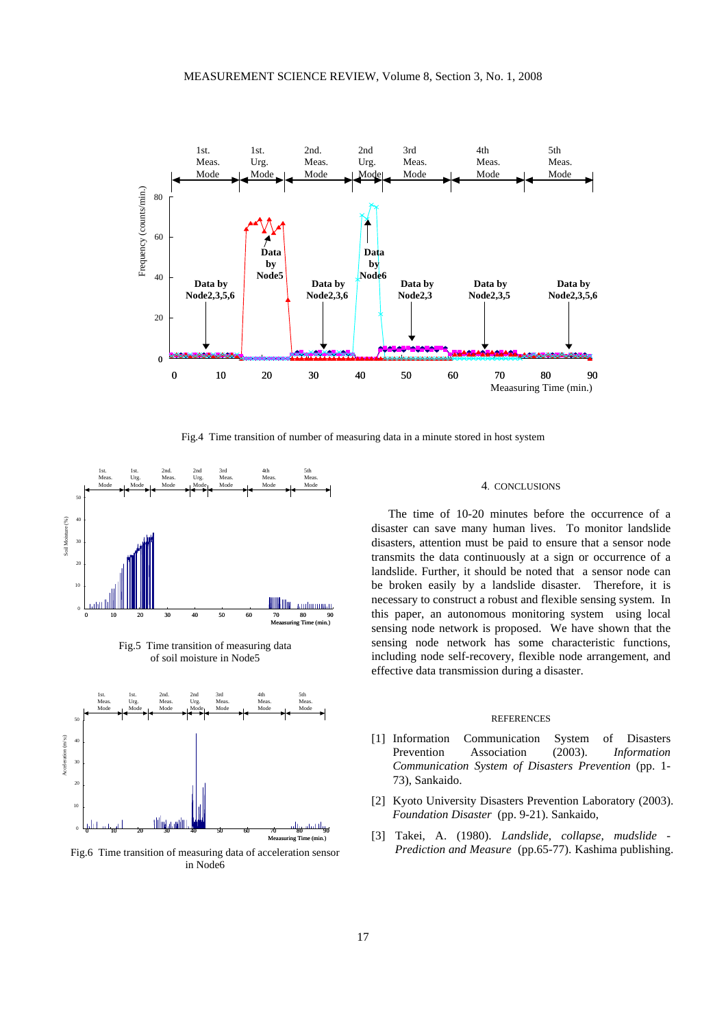1st. Meas. Mode | 1st. Urg. Mode | 2nd. Meas. Mode | 2nd Urg. Mode | 3rd Meas. Mode | 4th Meas. Mode | 5th Meas. Mode

Frequency (counts/min.)

80
60
40
20
0

Data by Node2,3,5,6

Data by Node5

Data by Node2,3,6

Data by Node6

Data by Node2,3

Data by Node2,3,5

Data by Node2,3,5,6

0 10 20 30 40 50 60 70 80 90

Meaasuring Time (min.)

Fig.4 Time transition of number of measuring data in a minute stored in host system

1st. Meas. Mode | 1st. Urg. Mode | 2nd. Meas. Mode | 2nd Urg. Mode | 3rd Meas. Mode | 4th Meas. Mode | 5th Meas. Mode

Soil Moisture (%)

50
40
30
20
10
0

0 10 20 30 40 50 60 70 80 90

Measuring Time (min.)

Fig.5 Time transition of measuring data of soil moisture in Node5

1st. Meas. Mode | 1st. Urg. Mode | 2nd. Meas. Mode | 2nd Urg. Mode | 3rd Meas. Mode | 4th Meas. Mode | 5th Meas. Mode

Acceleration (m/s)

50
40
30
20
10
0

0 10 20 30 40 50 60 70 80 90

Measuring Time (min.)

Fig.6 Time transition of measuring data of acceleration sensor in Node6

## 4. CONCLUSIONS

The time of 10-20 minutes before the occurrence of a disaster can save many human lives. To monitor landslide disasters, attention must be paid to ensure that a sensor node transmits the data continuously at a sign or occurrence of a landslide. Further, it should be noted that a sensor node can be broken easily by a landslide disaster. Therefore, it is necessary to construct a robust and flexible sensing system. In this paper, an autonomous monitoring system using local sensing node network is proposed. We have shown that the sensing node network has some characteristic functions, including node self-recovery, flexible node arrangement, and effective data transmission during a disaster.

## REFERENCES

[1] Information Communication System of Disasters Prevention Association (2003). *Information Communication System of Disasters Prevention* (pp. 1-73), Sankaido.

[2] Kyoto University Disasters Prevention Laboratory (2003). *Foundation Disaster* (pp. 9-21). Sankaido,

[3] Takei, A. (1980). *Landslide, collapse, mudslide - Prediction and Measure* (pp.65-77). Kashima publishing.